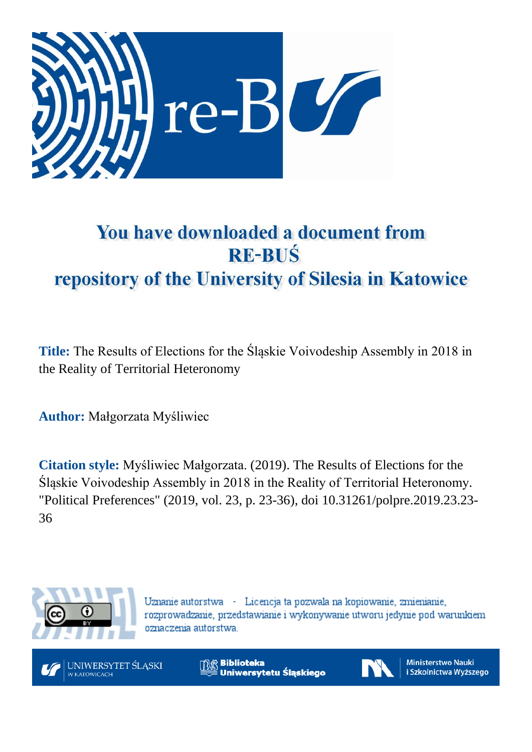# You have downloaded a document from RE-BUŚ repository of the University of Silesia in Katowice

**Title:** The Results of Elections for the Śląskie Voivodeship Assembly in 2018 in the Reality of Territorial Heteronomy

**Author:** Małgorzata Myśliwiec

**Citation style:** Myśliwiec Małgorzata. (2019). The Results of Elections for the Śląskie Voivodeship Assembly in 2018 in the Reality of Territorial Heteronomy. "Political Preferences" (2019, vol. 23, p. 23-36), doi 10.31261/polpre.2019.23.23-36

Uznanie autorstwa - Licencja ta pozwala na kopiowanie, zmienianie, rozprowadzanie, przedstawianie i wykonywanie utworu jedynie pod warunkiem oznaczenia autorstwa.

UNIWERSYTET ŚLĄSKI W KATOWICACH | Biblioteka Uniwersytetu Śląskiego | Ministerstwo Nauki i Szkolnictwa Wyższego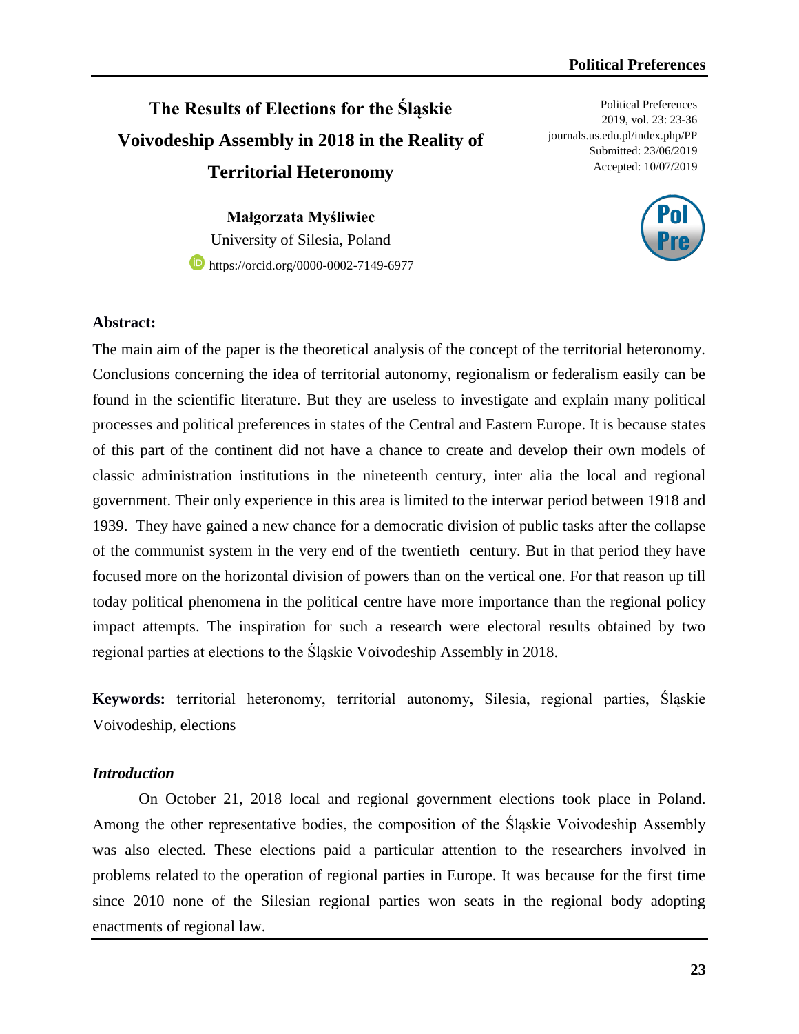# The Results of Elections for the Śląskie Voivodeship Assembly in 2018 in the Reality of Territorial Heteronomy

Political Preferences
2019, vol. 23: 23-36
journals.us.edu.pl/index.php/PP
Submitted: 23/06/2019
Accepted: 10/07/2019

**Małgorzata Myśliwiec**
University of Silesia, Poland
https://orcid.org/0000-0002-7149-6977

**Abstract:**

The main aim of the paper is the theoretical analysis of the concept of the territorial heteronomy. Conclusions concerning the idea of territorial autonomy, regionalism or federalism easily can be found in the scientific literature. But they are useless to investigate and explain many political processes and political preferences in states of the Central and Eastern Europe. It is because states of this part of the continent did not have a chance to create and develop their own models of classic administration institutions in the nineteenth century, inter alia the local and regional government. Their only experience in this area is limited to the interwar period between 1918 and 1939. They have gained a new chance for a democratic division of public tasks after the collapse of the communist system in the very end of the twentieth century. But in that period they have focused more on the horizontal division of powers than on the vertical one. For that reason up till today political phenomena in the political centre have more importance than the regional policy impact attempts. The inspiration for such a research were electoral results obtained by two regional parties at elections to the Śląskie Voivodeship Assembly in 2018.

**Keywords:** territorial heteronomy, territorial autonomy, Silesia, regional parties, Śląskie Voivodeship, elections

## *Introduction*

On October 21, 2018 local and regional government elections took place in Poland. Among the other representative bodies, the composition of the Śląskie Voivodeship Assembly was also elected. These elections paid a particular attention to the researchers involved in problems related to the operation of regional parties in Europe. It was because for the first time since 2010 none of the Silesian regional parties won seats in the regional body adopting enactments of regional law.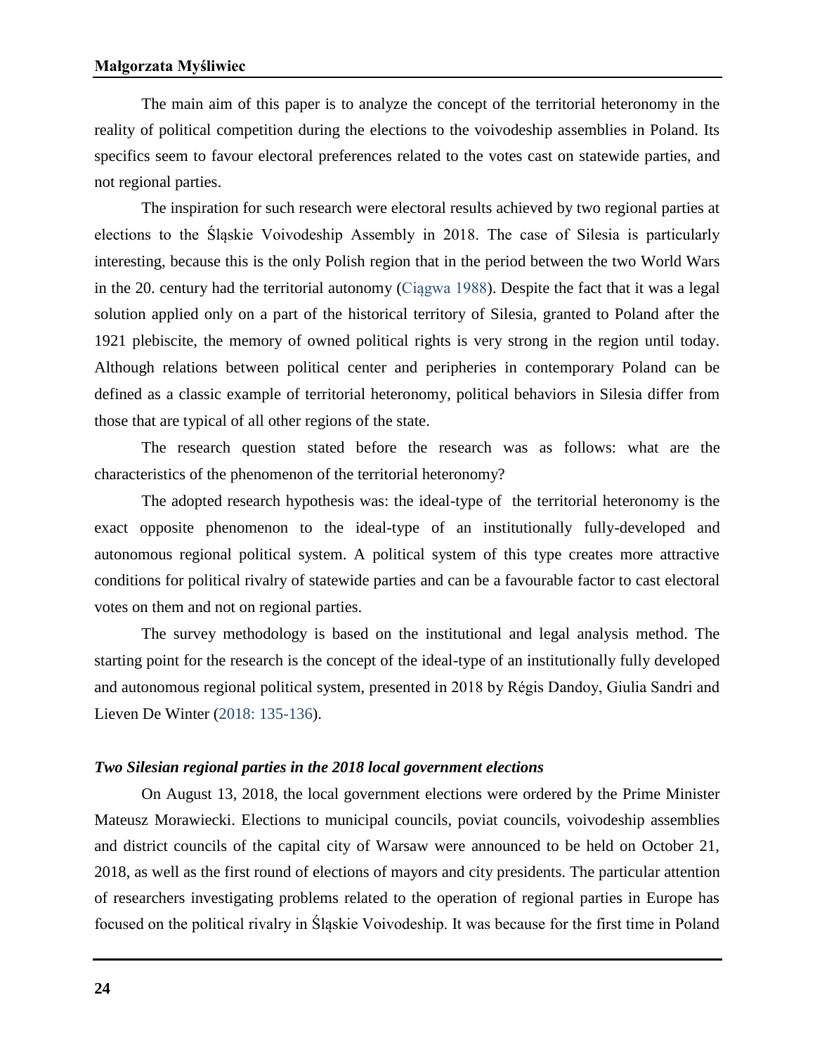The main aim of this paper is to analyze the concept of the territorial heteronomy in the reality of political competition during the elections to the voivodeship assemblies in Poland. Its specifics seem to favour electoral preferences related to the votes cast on statewide parties, and not regional parties.

The inspiration for such research were electoral results achieved by two regional parties at elections to the Śląskie Voivodeship Assembly in 2018. The case of Silesia is particularly interesting, because this is the only Polish region that in the period between the two World Wars in the 20. century had the territorial autonomy (Ciągwa 1988). Despite the fact that it was a legal solution applied only on a part of the historical territory of Silesia, granted to Poland after the 1921 plebiscite, the memory of owned political rights is very strong in the region until today. Although relations between political center and peripheries in contemporary Poland can be defined as a classic example of territorial heteronomy, political behaviors in Silesia differ from those that are typical of all other regions of the state.

The research question stated before the research was as follows: what are the characteristics of the phenomenon of the territorial heteronomy?

The adopted research hypothesis was: the ideal-type of the territorial heteronomy is the exact opposite phenomenon to the ideal-type of an institutionally fully-developed and autonomous regional political system. A political system of this type creates more attractive conditions for political rivalry of statewide parties and can be a favourable factor to cast electoral votes on them and not on regional parties.

The survey methodology is based on the institutional and legal analysis method. The starting point for the research is the concept of the ideal-type of an institutionally fully developed and autonomous regional political system, presented in 2018 by Régis Dandoy, Giulia Sandri and Lieven De Winter (2018: 135-136).

### *Two Silesian regional parties in the 2018 local government elections*

On August 13, 2018, the local government elections were ordered by the Prime Minister Mateusz Morawiecki. Elections to municipal councils, poviat councils, voivodeship assemblies and district councils of the capital city of Warsaw were announced to be held on October 21, 2018, as well as the first round of elections of mayors and city presidents. The particular attention of researchers investigating problems related to the operation of regional parties in Europe has focused on the political rivalry in Śląskie Voivodeship. It was because for the first time in Poland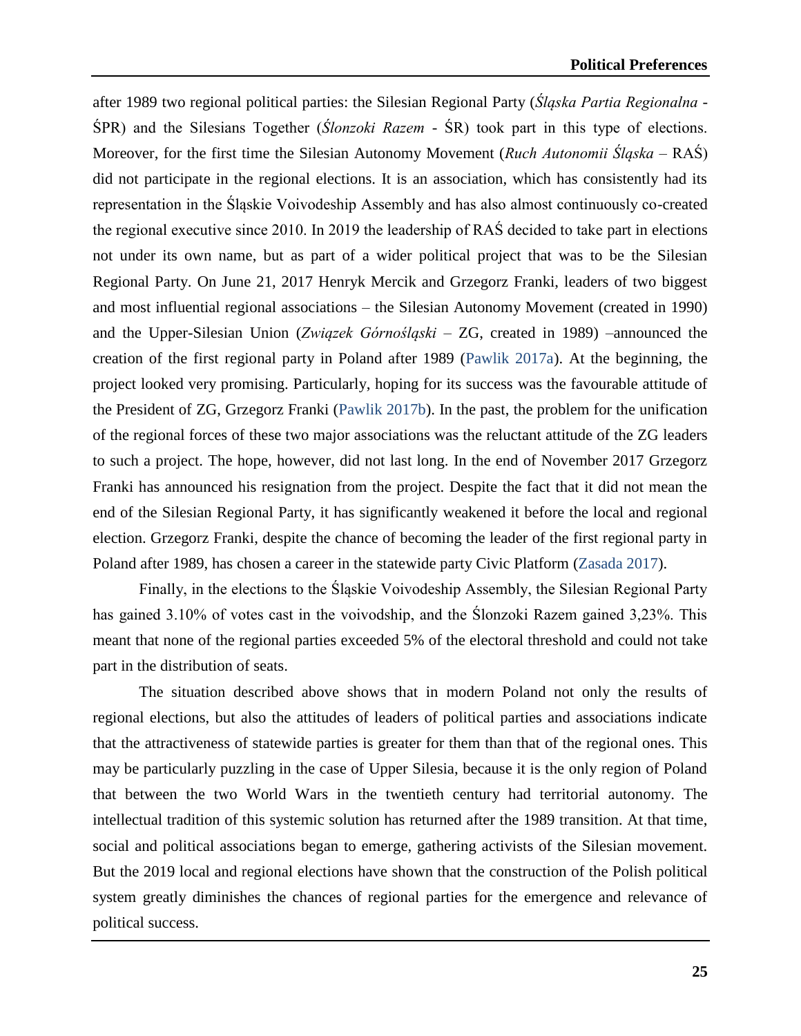after 1989 two regional political parties: the Silesian Regional Party (*Śląska Partia Regionalna* - ŚPR) and the Silesians Together (*Ślonzoki Razem* - ŚR) took part in this type of elections. Moreover, for the first time the Silesian Autonomy Movement (*Ruch Autonomii Śląska* – RAŚ) did not participate in the regional elections. It is an association, which has consistently had its representation in the Śląskie Voivodeship Assembly and has also almost continuously co-created the regional executive since 2010. In 2019 the leadership of RAŚ decided to take part in elections not under its own name, but as part of a wider political project that was to be the Silesian Regional Party. On June 21, 2017 Henryk Mercik and Grzegorz Franki, leaders of two biggest and most influential regional associations – the Silesian Autonomy Movement (created in 1990) and the Upper-Silesian Union (*Związek Górnośląski* – ZG, created in 1989) –announced the creation of the first regional party in Poland after 1989 (Pawlik 2017a). At the beginning, the project looked very promising. Particularly, hoping for its success was the favourable attitude of the President of ZG, Grzegorz Franki (Pawlik 2017b). In the past, the problem for the unification of the regional forces of these two major associations was the reluctant attitude of the ZG leaders to such a project. The hope, however, did not last long. In the end of November 2017 Grzegorz Franki has announced his resignation from the project. Despite the fact that it did not mean the end of the Silesian Regional Party, it has significantly weakened it before the local and regional election. Grzegorz Franki, despite the chance of becoming the leader of the first regional party in Poland after 1989, has chosen a career in the statewide party Civic Platform (Zasada 2017).

Finally, in the elections to the Śląskie Voivodeship Assembly, the Silesian Regional Party has gained 3.10% of votes cast in the voivodship, and the Ślonzoki Razem gained 3,23%. This meant that none of the regional parties exceeded 5% of the electoral threshold and could not take part in the distribution of seats.

The situation described above shows that in modern Poland not only the results of regional elections, but also the attitudes of leaders of political parties and associations indicate that the attractiveness of statewide parties is greater for them than that of the regional ones. This may be particularly puzzling in the case of Upper Silesia, because it is the only region of Poland that between the two World Wars in the twentieth century had territorial autonomy. The intellectual tradition of this systemic solution has returned after the 1989 transition. At that time, social and political associations began to emerge, gathering activists of the Silesian movement. But the 2019 local and regional elections have shown that the construction of the Polish political system greatly diminishes the chances of regional parties for the emergence and relevance of political success.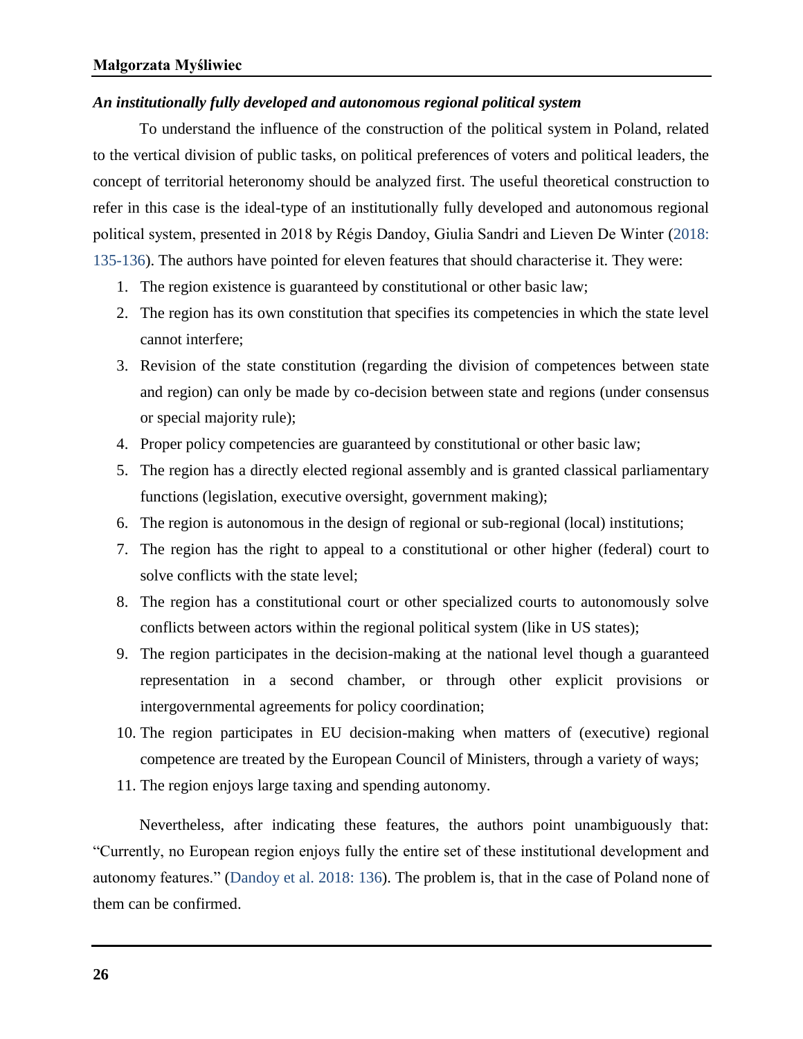### *An institutionally fully developed and autonomous regional political system*

To understand the influence of the construction of the political system in Poland, related to the vertical division of public tasks, on political preferences of voters and political leaders, the concept of territorial heteronomy should be analyzed first. The useful theoretical construction to refer in this case is the ideal-type of an institutionally fully developed and autonomous regional political system, presented in 2018 by Régis Dandoy, Giulia Sandri and Lieven De Winter (2018: 135-136). The authors have pointed for eleven features that should characterise it. They were:

1. The region existence is guaranteed by constitutional or other basic law;
2. The region has its own constitution that specifies its competencies in which the state level cannot interfere;
3. Revision of the state constitution (regarding the division of competences between state and region) can only be made by co-decision between state and regions (under consensus or special majority rule);
4. Proper policy competencies are guaranteed by constitutional or other basic law;
5. The region has a directly elected regional assembly and is granted classical parliamentary functions (legislation, executive oversight, government making);
6. The region is autonomous in the design of regional or sub-regional (local) institutions;
7. The region has the right to appeal to a constitutional or other higher (federal) court to solve conflicts with the state level;
8. The region has a constitutional court or other specialized courts to autonomously solve conflicts between actors within the regional political system (like in US states);
9. The region participates in the decision-making at the national level though a guaranteed representation in a second chamber, or through other explicit provisions or intergovernmental agreements for policy coordination;
10. The region participates in EU decision-making when matters of (executive) regional competence are treated by the European Council of Ministers, through a variety of ways;
11. The region enjoys large taxing and spending autonomy.

Nevertheless, after indicating these features, the authors point unambiguously that: "Currently, no European region enjoys fully the entire set of these institutional development and autonomy features." (Dandoy et al. 2018: 136). The problem is, that in the case of Poland none of them can be confirmed.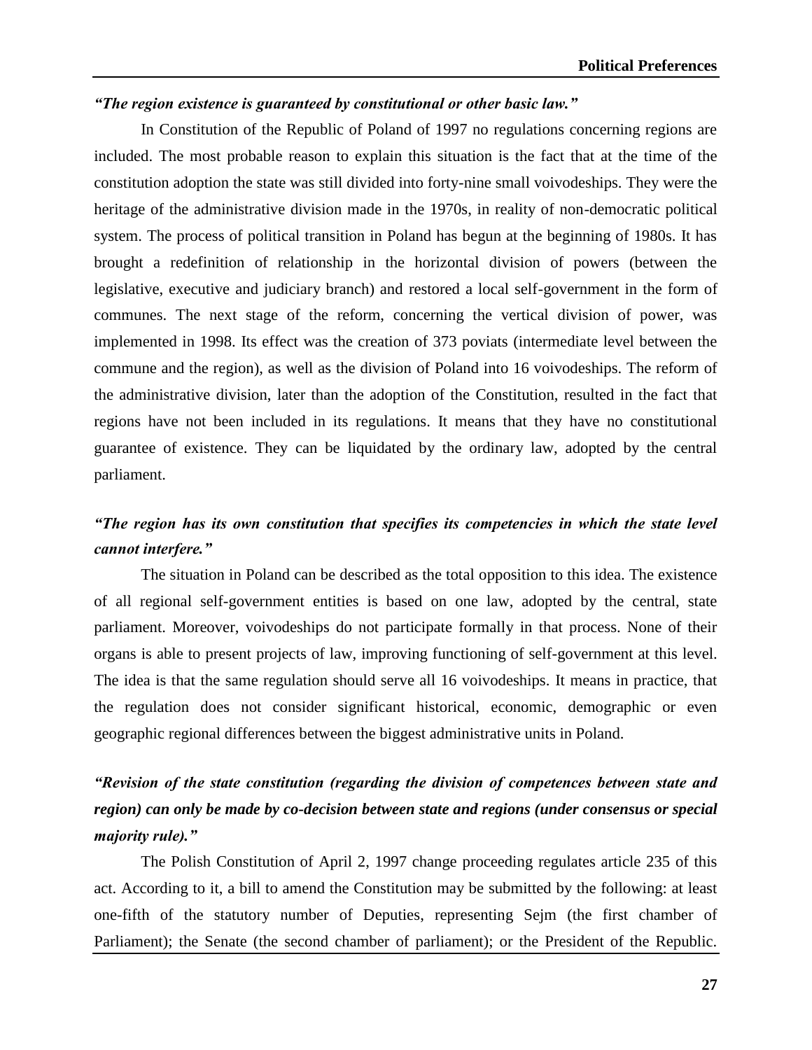***"The region existence is guaranteed by constitutional or other basic law."***

In Constitution of the Republic of Poland of 1997 no regulations concerning regions are included. The most probable reason to explain this situation is the fact that at the time of the constitution adoption the state was still divided into forty-nine small voivodeships. They were the heritage of the administrative division made in the 1970s, in reality of non-democratic political system. The process of political transition in Poland has begun at the beginning of 1980s. It has brought a redefinition of relationship in the horizontal division of powers (between the legislative, executive and judiciary branch) and restored a local self-government in the form of communes. The next stage of the reform, concerning the vertical division of power, was implemented in 1998. Its effect was the creation of 373 poviats (intermediate level between the commune and the region), as well as the division of Poland into 16 voivodeships. The reform of the administrative division, later than the adoption of the Constitution, resulted in the fact that regions have not been included in its regulations. It means that they have no constitutional guarantee of existence. They can be liquidated by the ordinary law, adopted by the central parliament.

***"The region has its own constitution that specifies its competencies in which the state level cannot interfere."***

The situation in Poland can be described as the total opposition to this idea. The existence of all regional self-government entities is based on one law, adopted by the central, state parliament. Moreover, voivodeships do not participate formally in that process. None of their organs is able to present projects of law, improving functioning of self-government at this level. The idea is that the same regulation should serve all 16 voivodeships. It means in practice, that the regulation does not consider significant historical, economic, demographic or even geographic regional differences between the biggest administrative units in Poland.

***"Revision of the state constitution (regarding the division of competences between state and region) can only be made by co-decision between state and regions (under consensus or special majority rule)."***

The Polish Constitution of April 2, 1997 change proceeding regulates article 235 of this act. According to it, a bill to amend the Constitution may be submitted by the following: at least one-fifth of the statutory number of Deputies, representing Sejm (the first chamber of Parliament); the Senate (the second chamber of parliament); or the President of the Republic.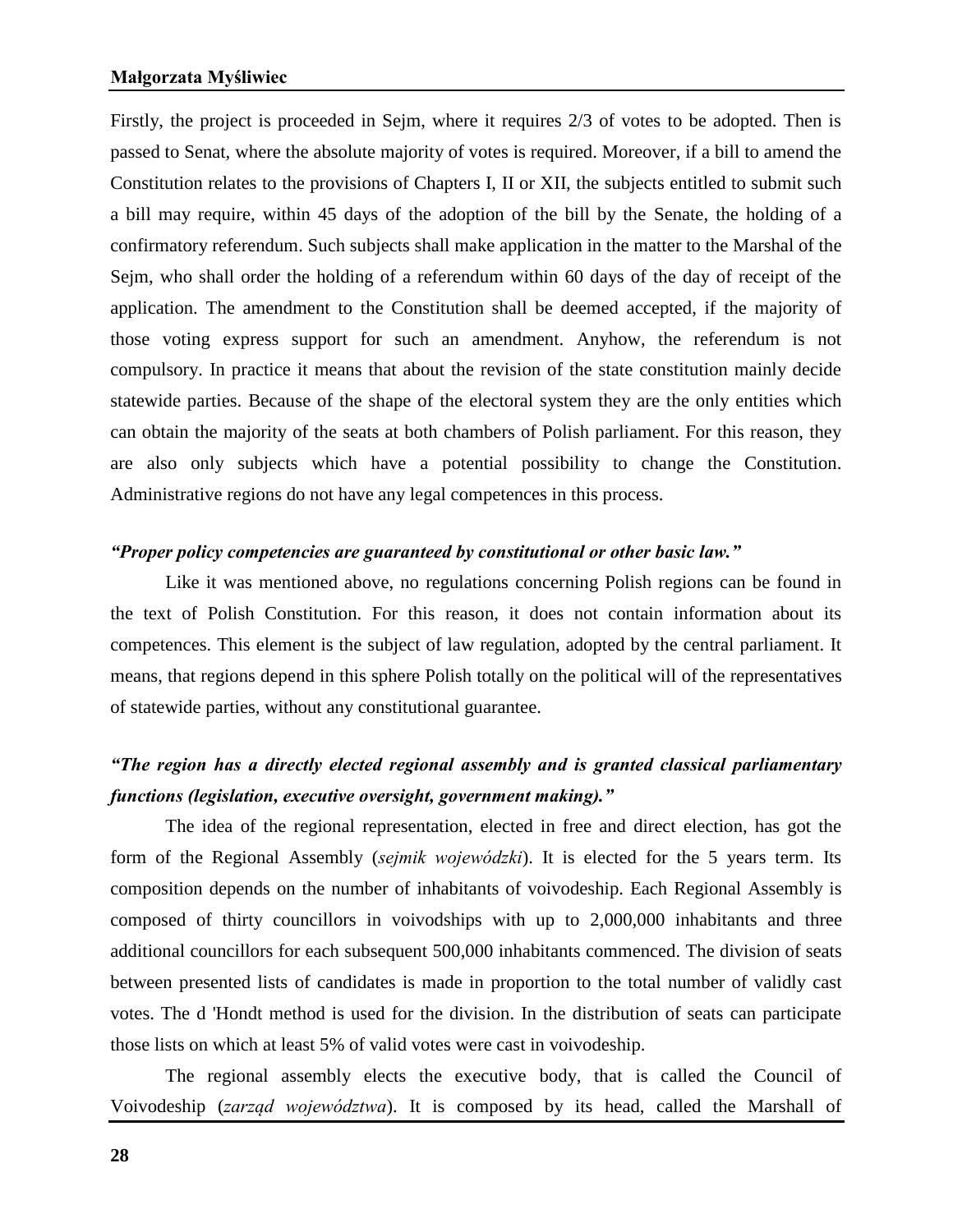Firstly, the project is proceeded in Sejm, where it requires 2/3 of votes to be adopted. Then is passed to Senat, where the absolute majority of votes is required. Moreover, if a bill to amend the Constitution relates to the provisions of Chapters I, II or XII, the subjects entitled to submit such a bill may require, within 45 days of the adoption of the bill by the Senate, the holding of a confirmatory referendum. Such subjects shall make application in the matter to the Marshal of the Sejm, who shall order the holding of a referendum within 60 days of the day of receipt of the application. The amendment to the Constitution shall be deemed accepted, if the majority of those voting express support for such an amendment. Anyhow, the referendum is not compulsory. In practice it means that about the revision of the state constitution mainly decide statewide parties. Because of the shape of the electoral system they are the only entities which can obtain the majority of the seats at both chambers of Polish parliament. For this reason, they are also only subjects which have a potential possibility to change the Constitution. Administrative regions do not have any legal competences in this process.

***"Proper policy competencies are guaranteed by constitutional or other basic law."***

Like it was mentioned above, no regulations concerning Polish regions can be found in the text of Polish Constitution. For this reason, it does not contain information about its competences. This element is the subject of law regulation, adopted by the central parliament. It means, that regions depend in this sphere Polish totally on the political will of the representatives of statewide parties, without any constitutional guarantee.

***"The region has a directly elected regional assembly and is granted classical parliamentary functions (legislation, executive oversight, government making)."***

The idea of the regional representation, elected in free and direct election, has got the form of the Regional Assembly (*sejmik wojewódzki*). It is elected for the 5 years term. Its composition depends on the number of inhabitants of voivodeship. Each Regional Assembly is composed of thirty councillors in voivodships with up to 2,000,000 inhabitants and three additional councillors for each subsequent 500,000 inhabitants commenced. The division of seats between presented lists of candidates is made in proportion to the total number of validly cast votes. The d 'Hondt method is used for the division. In the distribution of seats can participate those lists on which at least 5% of valid votes were cast in voivodeship.

The regional assembly elects the executive body, that is called the Council of Voivodeship (*zarząd województwa*). It is composed by its head, called the Marshall of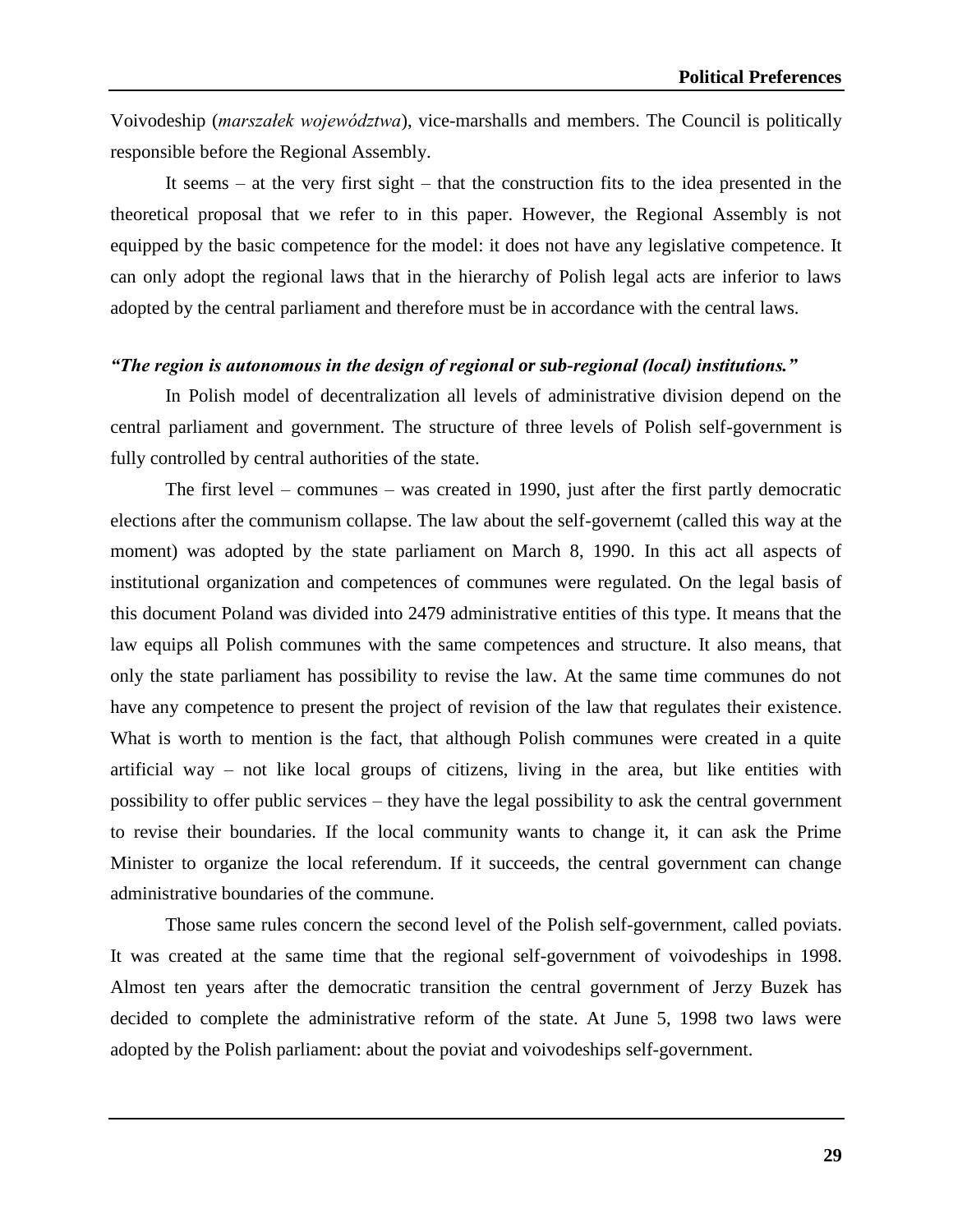Voivodeship (*marszałek województwa*), vice-marshalls and members. The Council is politically responsible before the Regional Assembly.

It seems – at the very first sight – that the construction fits to the idea presented in the theoretical proposal that we refer to in this paper. However, the Regional Assembly is not equipped by the basic competence for the model: it does not have any legislative competence. It can only adopt the regional laws that in the hierarchy of Polish legal acts are inferior to laws adopted by the central parliament and therefore must be in accordance with the central laws.

***"The region is autonomous in the design of regional or sub-regional (local) institutions."***

In Polish model of decentralization all levels of administrative division depend on the central parliament and government. The structure of three levels of Polish self-government is fully controlled by central authorities of the state.

The first level – communes – was created in 1990, just after the first partly democratic elections after the communism collapse. The law about the self-governemt (called this way at the moment) was adopted by the state parliament on March 8, 1990. In this act all aspects of institutional organization and competences of communes were regulated. On the legal basis of this document Poland was divided into 2479 administrative entities of this type. It means that the law equips all Polish communes with the same competences and structure. It also means, that only the state parliament has possibility to revise the law. At the same time communes do not have any competence to present the project of revision of the law that regulates their existence. What is worth to mention is the fact, that although Polish communes were created in a quite artificial way – not like local groups of citizens, living in the area, but like entities with possibility to offer public services – they have the legal possibility to ask the central government to revise their boundaries. If the local community wants to change it, it can ask the Prime Minister to organize the local referendum. If it succeeds, the central government can change administrative boundaries of the commune.

Those same rules concern the second level of the Polish self-government, called poviats. It was created at the same time that the regional self-government of voivodeships in 1998. Almost ten years after the democratic transition the central government of Jerzy Buzek has decided to complete the administrative reform of the state. At June 5, 1998 two laws were adopted by the Polish parliament: about the poviat and voivodeships self-government.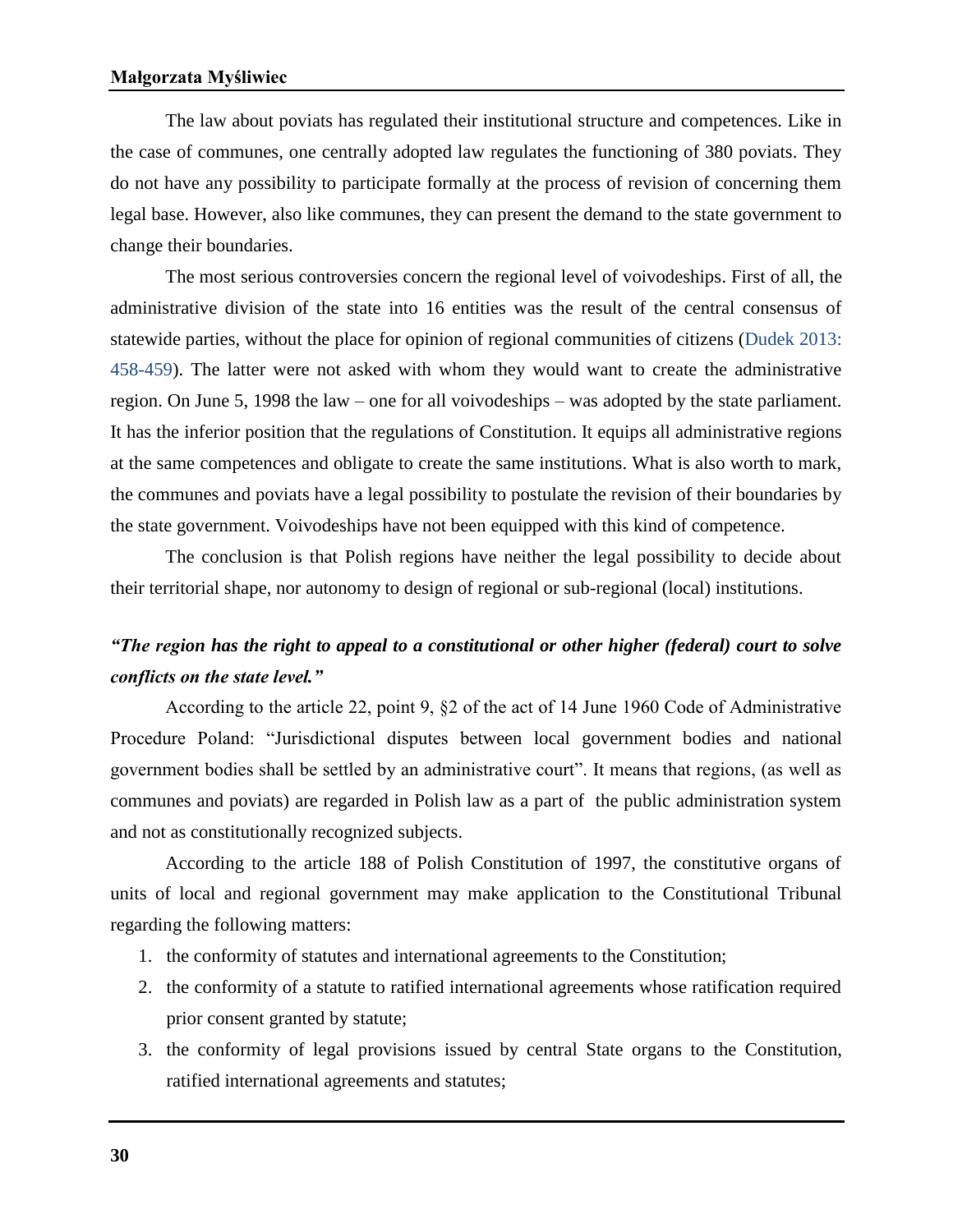The law about poviats has regulated their institutional structure and competences. Like in the case of communes, one centrally adopted law regulates the functioning of 380 poviats. They do not have any possibility to participate formally at the process of revision of concerning them legal base. However, also like communes, they can present the demand to the state government to change their boundaries.

The most serious controversies concern the regional level of voivodeships. First of all, the administrative division of the state into 16 entities was the result of the central consensus of statewide parties, without the place for opinion of regional communities of citizens (Dudek 2013: 458-459). The latter were not asked with whom they would want to create the administrative region. On June 5, 1998 the law – one for all voivodeships – was adopted by the state parliament. It has the inferior position that the regulations of Constitution. It equips all administrative regions at the same competences and obligate to create the same institutions. What is also worth to mark, the communes and poviats have a legal possibility to postulate the revision of their boundaries by the state government. Voivodeships have not been equipped with this kind of competence.

The conclusion is that Polish regions have neither the legal possibility to decide about their territorial shape, nor autonomy to design of regional or sub-regional (local) institutions.

***"The region has the right to appeal to a constitutional or other higher (federal) court to solve conflicts on the state level."***

According to the article 22, point 9, §2 of the act of 14 June 1960 Code of Administrative Procedure Poland: "Jurisdictional disputes between local government bodies and national government bodies shall be settled by an administrative court". It means that regions, (as well as communes and poviats) are regarded in Polish law as a part of the public administration system and not as constitutionally recognized subjects.

According to the article 188 of Polish Constitution of 1997, the constitutive organs of units of local and regional government may make application to the Constitutional Tribunal regarding the following matters:

1. the conformity of statutes and international agreements to the Constitution;
2. the conformity of a statute to ratified international agreements whose ratification required prior consent granted by statute;
3. the conformity of legal provisions issued by central State organs to the Constitution, ratified international agreements and statutes;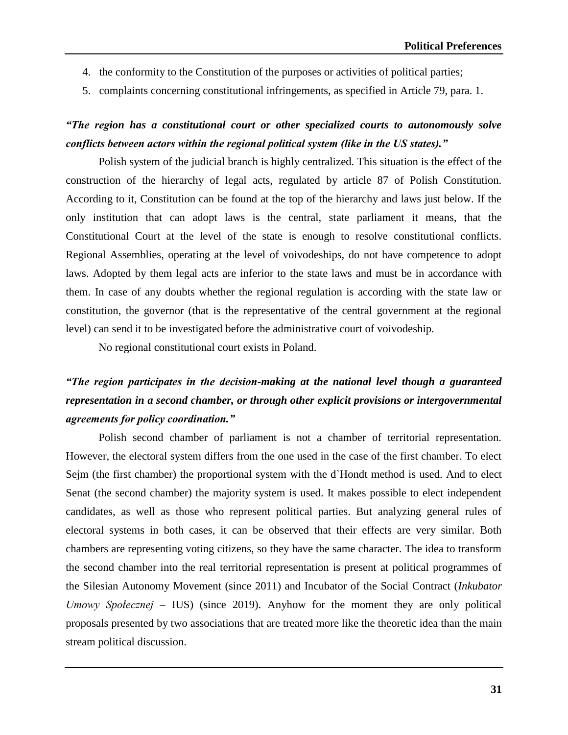4. the conformity to the Constitution of the purposes or activities of political parties;
5. complaints concerning constitutional infringements, as specified in Article 79, para. 1.

***"The region has a constitutional court or other specialized courts to autonomously solve conflicts between actors within the regional political system (like in the US states)."***

Polish system of the judicial branch is highly centralized. This situation is the effect of the construction of the hierarchy of legal acts, regulated by article 87 of Polish Constitution. According to it, Constitution can be found at the top of the hierarchy and laws just below. If the only institution that can adopt laws is the central, state parliament it means, that the Constitutional Court at the level of the state is enough to resolve constitutional conflicts. Regional Assemblies, operating at the level of voivodeships, do not have competence to adopt laws. Adopted by them legal acts are inferior to the state laws and must be in accordance with them. In case of any doubts whether the regional regulation is according with the state law or constitution, the governor (that is the representative of the central government at the regional level) can send it to be investigated before the administrative court of voivodeship.

No regional constitutional court exists in Poland.

***"The region participates in the decision-making at the national level though a guaranteed representation in a second chamber, or through other explicit provisions or intergovernmental agreements for policy coordination."***

Polish second chamber of parliament is not a chamber of territorial representation. However, the electoral system differs from the one used in the case of the first chamber. To elect Sejm (the first chamber) the proportional system with the d`Hondt method is used. And to elect Senat (the second chamber) the majority system is used. It makes possible to elect independent candidates, as well as those who represent political parties. But analyzing general rules of electoral systems in both cases, it can be observed that their effects are very similar. Both chambers are representing voting citizens, so they have the same character. The idea to transform the second chamber into the real territorial representation is present at political programmes of the Silesian Autonomy Movement (since 2011) and Incubator of the Social Contract (*Inkubator Umowy Społecznej* – IUS) (since 2019). Anyhow for the moment they are only political proposals presented by two associations that are treated more like the theoretic idea than the main stream political discussion.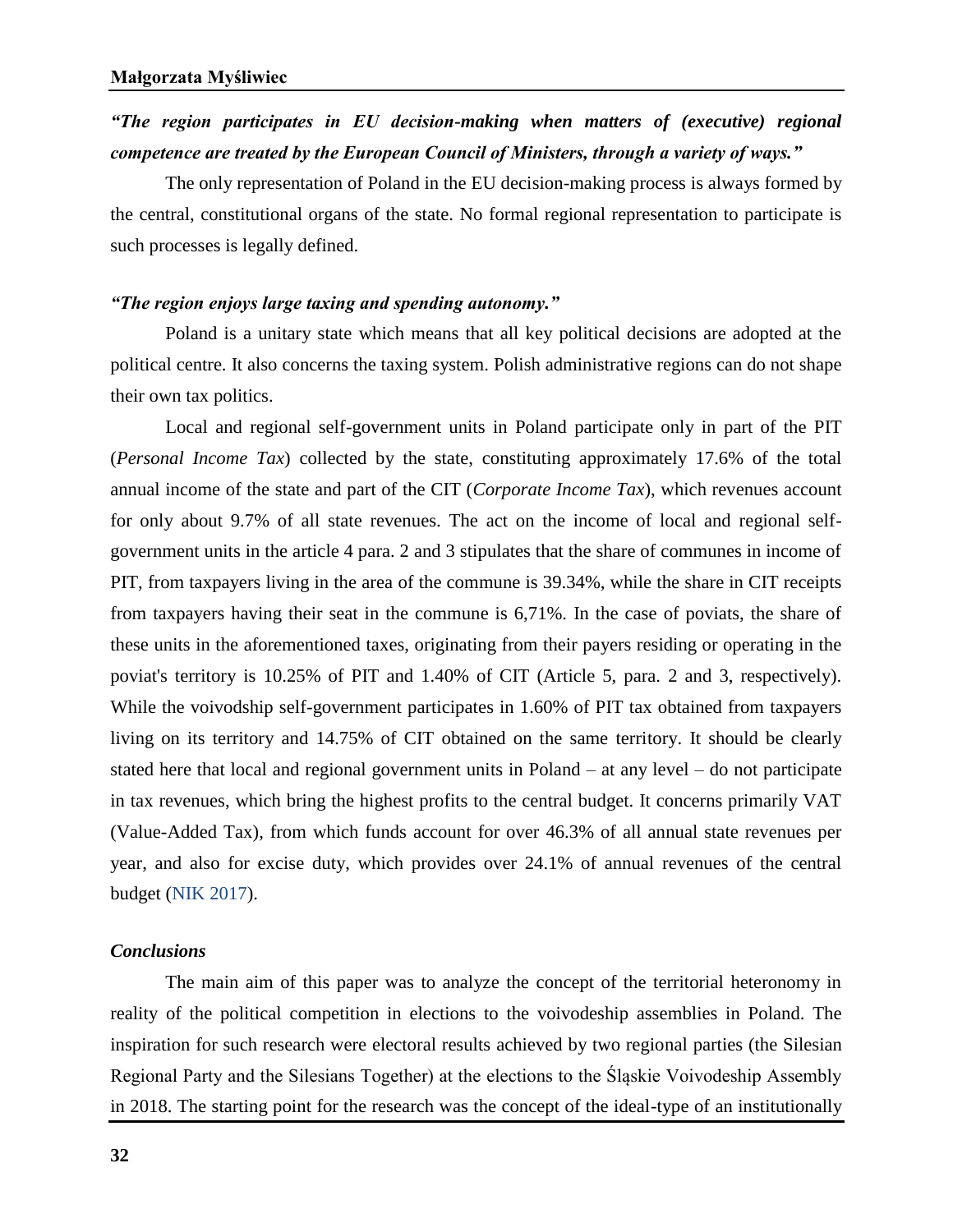***"The region participates in EU decision-making when matters of (executive) regional competence are treated by the European Council of Ministers, through a variety of ways."***

The only representation of Poland in the EU decision-making process is always formed by the central, constitutional organs of the state. No formal regional representation to participate is such processes is legally defined.

***"The region enjoys large taxing and spending autonomy."***

Poland is a unitary state which means that all key political decisions are adopted at the political centre. It also concerns the taxing system. Polish administrative regions can do not shape their own tax politics.

Local and regional self-government units in Poland participate only in part of the PIT (*Personal Income Tax*) collected by the state, constituting approximately 17.6% of the total annual income of the state and part of the CIT (*Corporate Income Tax*), which revenues account for only about 9.7% of all state revenues. The act on the income of local and regional self-government units in the article 4 para. 2 and 3 stipulates that the share of communes in income of PIT, from taxpayers living in the area of the commune is 39.34%, while the share in CIT receipts from taxpayers having their seat in the commune is 6,71%. In the case of poviats, the share of these units in the aforementioned taxes, originating from their payers residing or operating in the poviat's territory is 10.25% of PIT and 1.40% of CIT (Article 5, para. 2 and 3, respectively). While the voivodship self-government participates in 1.60% of PIT tax obtained from taxpayers living on its territory and 14.75% of CIT obtained on the same territory. It should be clearly stated here that local and regional government units in Poland – at any level – do not participate in tax revenues, which bring the highest profits to the central budget. It concerns primarily VAT (Value-Added Tax), from which funds account for over 46.3% of all annual state revenues per year, and also for excise duty, which provides over 24.1% of annual revenues of the central budget (NIK 2017).

### *Conclusions*

The main aim of this paper was to analyze the concept of the territorial heteronomy in reality of the political competition in elections to the voivodeship assemblies in Poland. The inspiration for such research were electoral results achieved by two regional parties (the Silesian Regional Party and the Silesians Together) at the elections to the Śląskie Voivodeship Assembly in 2018. The starting point for the research was the concept of the ideal-type of an institutionally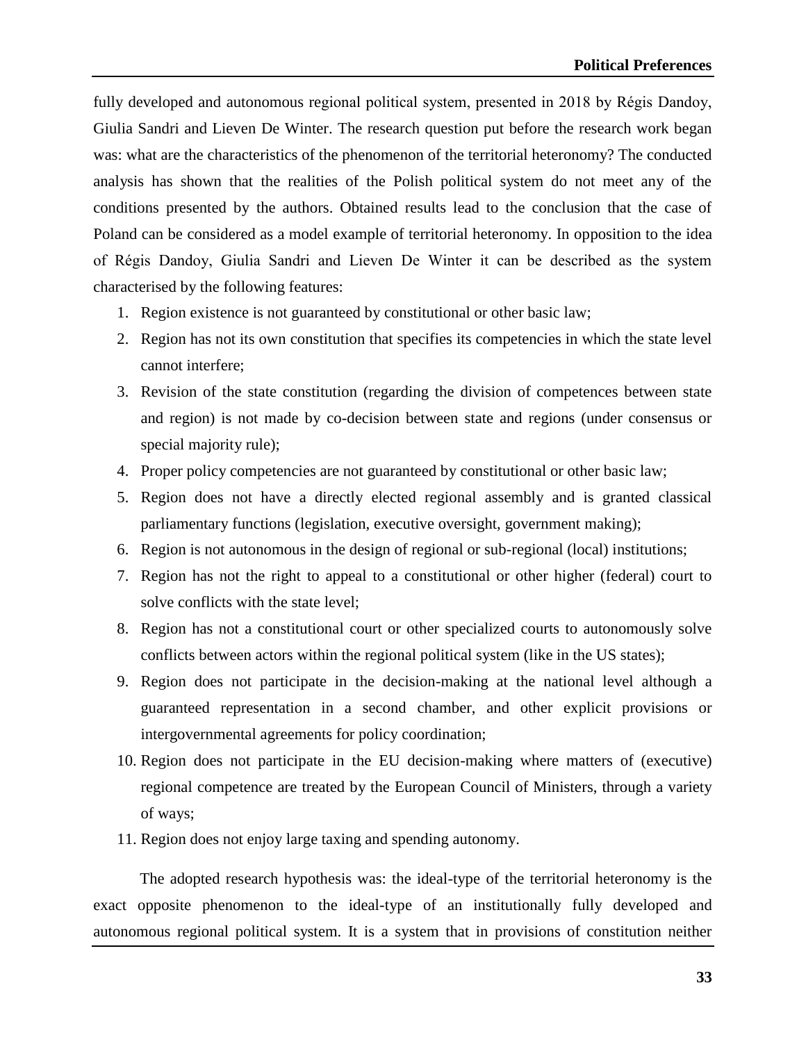fully developed and autonomous regional political system, presented in 2018 by Régis Dandoy, Giulia Sandri and Lieven De Winter. The research question put before the research work began was: what are the characteristics of the phenomenon of the territorial heteronomy? The conducted analysis has shown that the realities of the Polish political system do not meet any of the conditions presented by the authors. Obtained results lead to the conclusion that the case of Poland can be considered as a model example of territorial heteronomy. In opposition to the idea of Régis Dandoy, Giulia Sandri and Lieven De Winter it can be described as the system characterised by the following features:

1. Region existence is not guaranteed by constitutional or other basic law;
2. Region has not its own constitution that specifies its competencies in which the state level cannot interfere;
3. Revision of the state constitution (regarding the division of competences between state and region) is not made by co-decision between state and regions (under consensus or special majority rule);
4. Proper policy competencies are not guaranteed by constitutional or other basic law;
5. Region does not have a directly elected regional assembly and is granted classical parliamentary functions (legislation, executive oversight, government making);
6. Region is not autonomous in the design of regional or sub-regional (local) institutions;
7. Region has not the right to appeal to a constitutional or other higher (federal) court to solve conflicts with the state level;
8. Region has not a constitutional court or other specialized courts to autonomously solve conflicts between actors within the regional political system (like in the US states);
9. Region does not participate in the decision-making at the national level although a guaranteed representation in a second chamber, and other explicit provisions or intergovernmental agreements for policy coordination;
10. Region does not participate in the EU decision-making where matters of (executive) regional competence are treated by the European Council of Ministers, through a variety of ways;
11. Region does not enjoy large taxing and spending autonomy.

The adopted research hypothesis was: the ideal-type of the territorial heteronomy is the exact opposite phenomenon to the ideal-type of an institutionally fully developed and autonomous regional political system. It is a system that in provisions of constitution neither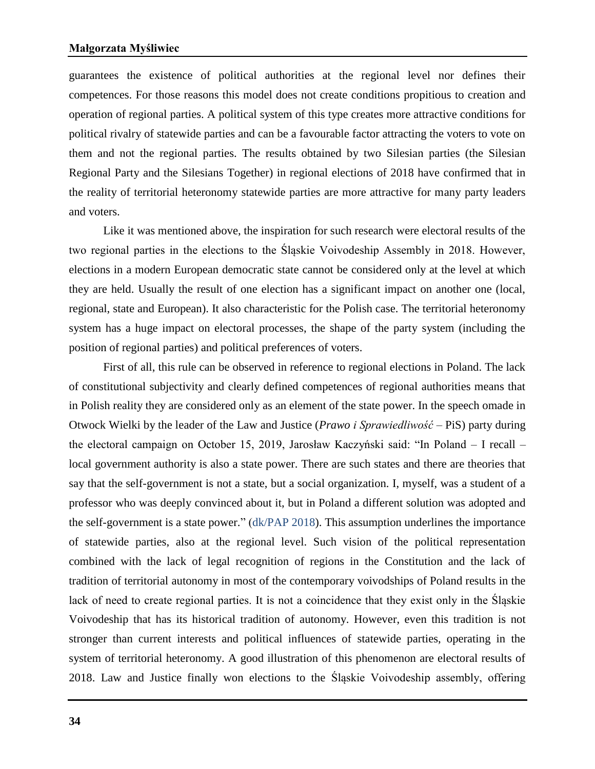guarantees the existence of political authorities at the regional level nor defines their competences. For those reasons this model does not create conditions propitious to creation and operation of regional parties. A political system of this type creates more attractive conditions for political rivalry of statewide parties and can be a favourable factor attracting the voters to vote on them and not the regional parties. The results obtained by two Silesian parties (the Silesian Regional Party and the Silesians Together) in regional elections of 2018 have confirmed that in the reality of territorial heteronomy statewide parties are more attractive for many party leaders and voters.

Like it was mentioned above, the inspiration for such research were electoral results of the two regional parties in the elections to the Śląskie Voivodeship Assembly in 2018. However, elections in a modern European democratic state cannot be considered only at the level at which they are held. Usually the result of one election has a significant impact on another one (local, regional, state and European). It also characteristic for the Polish case. The territorial heteronomy system has a huge impact on electoral processes, the shape of the party system (including the position of regional parties) and political preferences of voters.

First of all, this rule can be observed in reference to regional elections in Poland. The lack of constitutional subjectivity and clearly defined competences of regional authorities means that in Polish reality they are considered only as an element of the state power. In the speech omade in Otwock Wielki by the leader of the Law and Justice (*Prawo i Sprawiedliwość* – PiS) party during the electoral campaign on October 15, 2019, Jarosław Kaczyński said: "In Poland – I recall – local government authority is also a state power. There are such states and there are theories that say that the self-government is not a state, but a social organization. I, myself, was a student of a professor who was deeply convinced about it, but in Poland a different solution was adopted and the self-government is a state power." (dk/PAP 2018). This assumption underlines the importance of statewide parties, also at the regional level. Such vision of the political representation combined with the lack of legal recognition of regions in the Constitution and the lack of tradition of territorial autonomy in most of the contemporary voivodships of Poland results in the lack of need to create regional parties. It is not a coincidence that they exist only in the Śląskie Voivodeship that has its historical tradition of autonomy. However, even this tradition is not stronger than current interests and political influences of statewide parties, operating in the system of territorial heteronomy. A good illustration of this phenomenon are electoral results of 2018. Law and Justice finally won elections to the Śląskie Voivodeship assembly, offering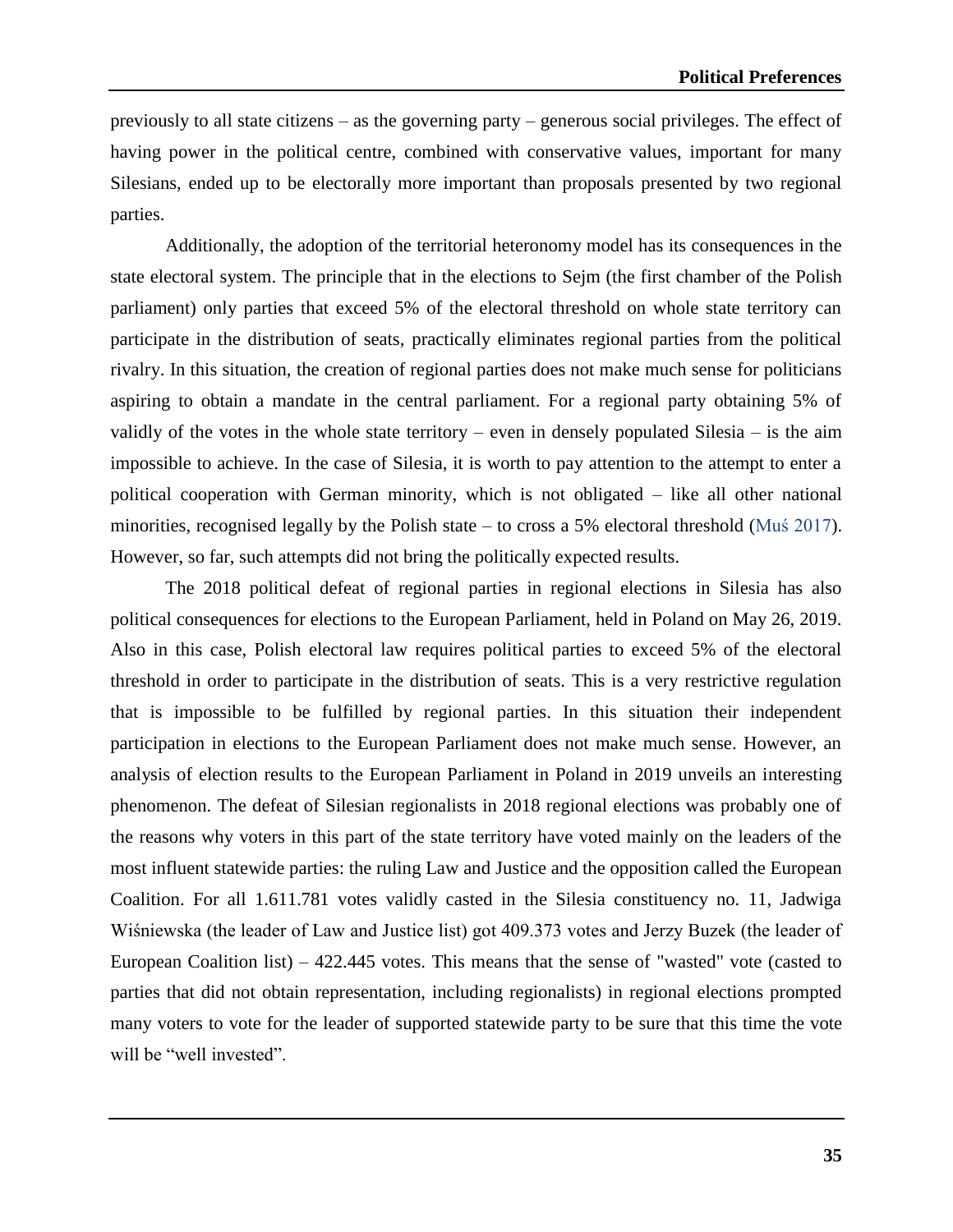previously to all state citizens – as the governing party – generous social privileges. The effect of having power in the political centre, combined with conservative values, important for many Silesians, ended up to be electorally more important than proposals presented by two regional parties.

Additionally, the adoption of the territorial heteronomy model has its consequences in the state electoral system. The principle that in the elections to Sejm (the first chamber of the Polish parliament) only parties that exceed 5% of the electoral threshold on whole state territory can participate in the distribution of seats, practically eliminates regional parties from the political rivalry. In this situation, the creation of regional parties does not make much sense for politicians aspiring to obtain a mandate in the central parliament. For a regional party obtaining 5% of validly of the votes in the whole state territory – even in densely populated Silesia – is the aim impossible to achieve. In the case of Silesia, it is worth to pay attention to the attempt to enter a political cooperation with German minority, which is not obligated – like all other national minorities, recognised legally by the Polish state – to cross a 5% electoral threshold (Muś 2017). However, so far, such attempts did not bring the politically expected results.

The 2018 political defeat of regional parties in regional elections in Silesia has also political consequences for elections to the European Parliament, held in Poland on May 26, 2019. Also in this case, Polish electoral law requires political parties to exceed 5% of the electoral threshold in order to participate in the distribution of seats. This is a very restrictive regulation that is impossible to be fulfilled by regional parties. In this situation their independent participation in elections to the European Parliament does not make much sense. However, an analysis of election results to the European Parliament in Poland in 2019 unveils an interesting phenomenon. The defeat of Silesian regionalists in 2018 regional elections was probably one of the reasons why voters in this part of the state territory have voted mainly on the leaders of the most influent statewide parties: the ruling Law and Justice and the opposition called the European Coalition. For all 1.611.781 votes validly casted in the Silesia constituency no. 11, Jadwiga Wiśniewska (the leader of Law and Justice list) got 409.373 votes and Jerzy Buzek (the leader of European Coalition list) – 422.445 votes. This means that the sense of "wasted" vote (casted to parties that did not obtain representation, including regionalists) in regional elections prompted many voters to vote for the leader of supported statewide party to be sure that this time the vote will be "well invested".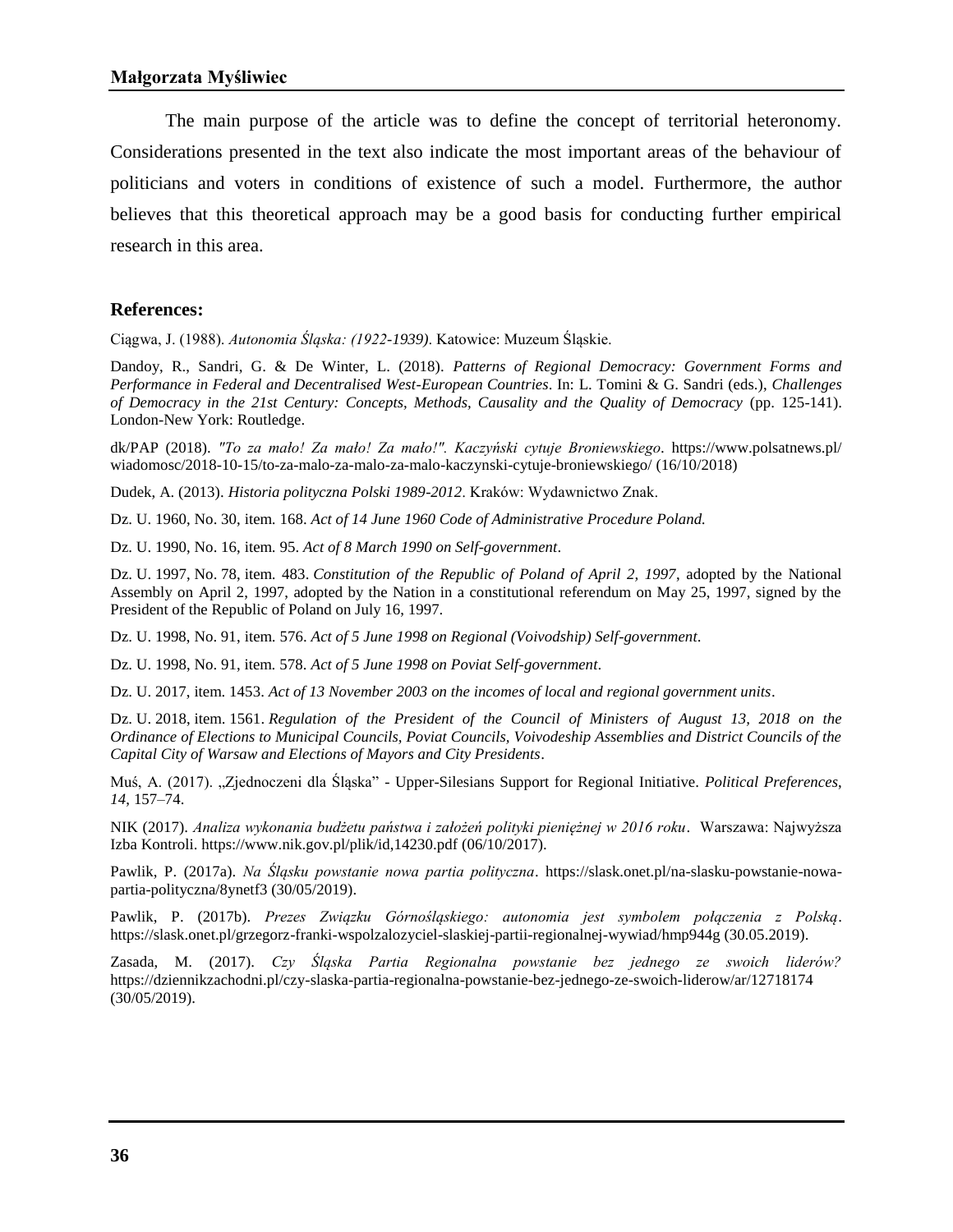The main purpose of the article was to define the concept of territorial heteronomy. Considerations presented in the text also indicate the most important areas of the behaviour of politicians and voters in conditions of existence of such a model. Furthermore, the author believes that this theoretical approach may be a good basis for conducting further empirical research in this area.

## References:

Ciągwa, J. (1988). *Autonomia Śląska: (1922-1939)*. Katowice: Muzeum Śląskie.

Dandoy, R., Sandri, G. & De Winter, L. (2018). *Patterns of Regional Democracy: Government Forms and Performance in Federal and Decentralised West-European Countries*. In: L. Tomini & G. Sandri (eds.), *Challenges of Democracy in the 21st Century: Concepts, Methods, Causality and the Quality of Democracy* (pp. 125-141). London-New York: Routledge.

dk/PAP (2018). *"To za mało! Za mało! Za mało!". Kaczyński cytuje Broniewskiego*. https://www.polsatnews.pl/wiadomosc/2018-10-15/to-za-malo-za-malo-za-malo-kaczynski-cytuje-broniewskiego/ (16/10/2018)

Dudek, A. (2013). *Historia polityczna Polski 1989-2012*. Kraków: Wydawnictwo Znak.

Dz. U. 1960, No. 30, item. 168. *Act of 14 June 1960 Code of Administrative Procedure Poland.*

Dz. U. 1990, No. 16, item. 95. *Act of 8 March 1990 on Self-government*.

Dz. U. 1997, No. 78, item. 483. *Constitution of the Republic of Poland of April 2, 1997*, adopted by the National Assembly on April 2, 1997, adopted by the Nation in a constitutional referendum on May 25, 1997, signed by the President of the Republic of Poland on July 16, 1997.

Dz. U. 1998, No. 91, item. 576. *Act of 5 June 1998 on Regional (Voivodship) Self-government*.

Dz. U. 1998, No. 91, item. 578. *Act of 5 June 1998 on Poviat Self-government*.

Dz. U. 2017, item. 1453. *Act of 13 November 2003 on the incomes of local and regional government units*.

Dz. U. 2018, item. 1561. *Regulation of the President of the Council of Ministers of August 13, 2018 on the Ordinance of Elections to Municipal Councils, Poviat Councils, Voivodeship Assemblies and District Councils of the Capital City of Warsaw and Elections of Mayors and City Presidents*.

Muś, A. (2017). „Zjednoczeni dla Śląska" - Upper-Silesians Support for Regional Initiative. *Political Preferences, 14*, 157–74.

NIK (2017). *Analiza wykonania budżetu państwa i założeń polityki pieniężnej w 2016 roku*. Warszawa: Najwyższa Izba Kontroli. https://www.nik.gov.pl/plik/id,14230.pdf (06/10/2017).

Pawlik, P. (2017a). *Na Śląsku powstanie nowa partia polityczna*. https://slask.onet.pl/na-slasku-powstanie-nowa-partia-polityczna/8ynetf3 (30/05/2019).

Pawlik, P. (2017b). *Prezes Związku Górnośląskiego: autonomia jest symbolem połączenia z Polską*. https://slask.onet.pl/grzegorz-franki-wspolzalozyciel-slaskiej-partii-regionalnej-wywiad/hmp944g (30.05.2019).

Zasada, M. (2017). *Czy Śląska Partia Regionalna powstanie bez jednego ze swoich liderów?* https://dziennikzachodni.pl/czy-slaska-partia-regionalna-powstanie-bez-jednego-ze-swoich-liderow/ar/12718174 (30/05/2019).